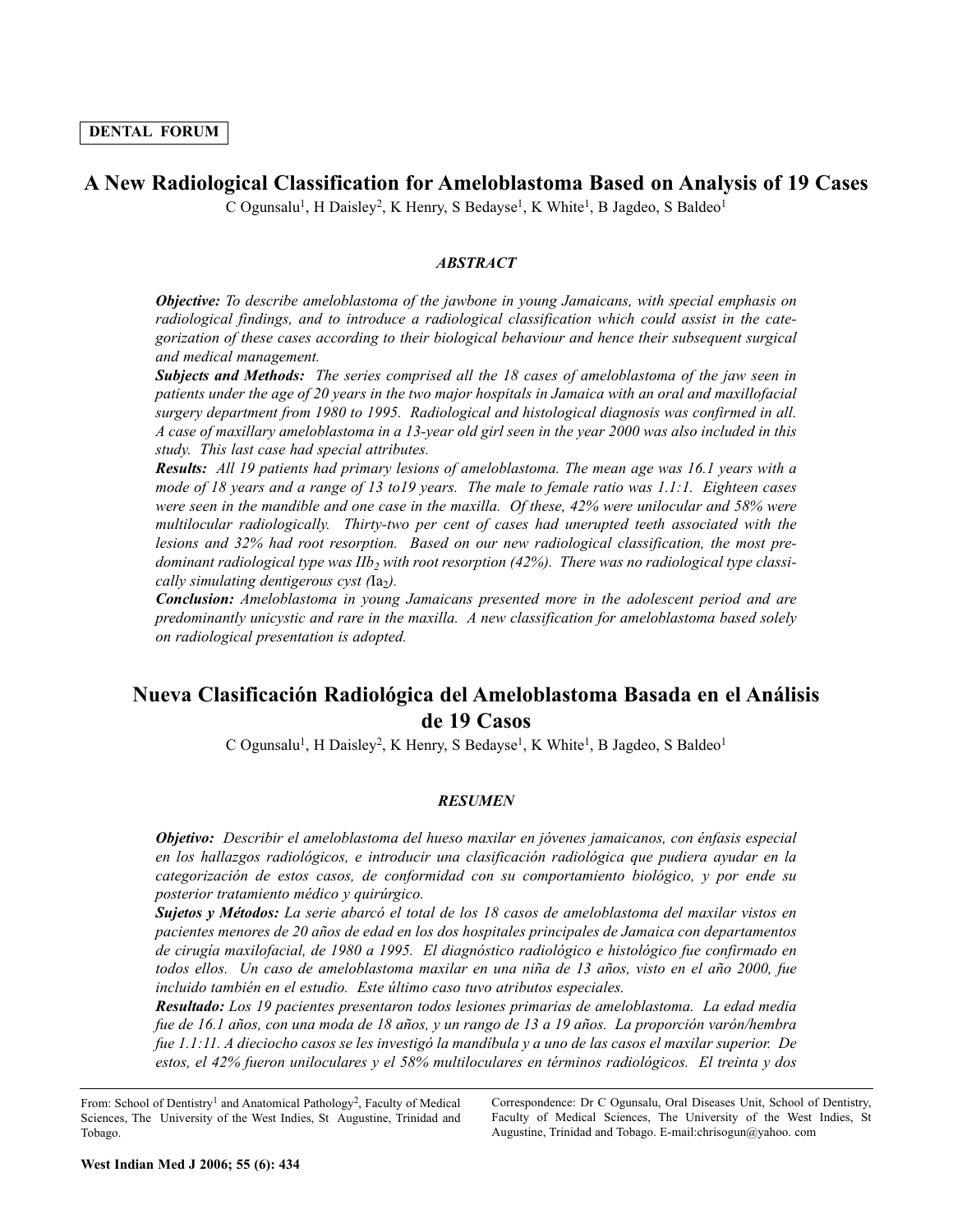DENTAL FORUM

# A New Radiological Classification for Ameloblastoma Based on Analysis of 19 Cases

C Ogunsalu[1], H Daisley[2], K Henry, S Bedayse[1], K White[1], B Jagdeo, S Baldeo[1]

### *ABSTRACT*

***Objective:*** *To describe ameloblastoma of the jawbone in young Jamaicans, with special emphasis on radiological findings, and to introduce a radiological classification which could assist in the categorization of these cases according to their biological behaviour and hence their subsequent surgical and medical management.*

***Subjects and Methods:*** *The series comprised all the 18 cases of ameloblastoma of the jaw seen in patients under the age of 20 years in the two major hospitals in Jamaica with an oral and maxillofacial surgery department from 1980 to 1995. Radiological and histological diagnosis was confirmed in all. A case of maxillary ameloblastoma in a 13-year old girl seen in the year 2000 was also included in this study. This last case had special attributes.*

***Results:*** *All 19 patients had primary lesions of ameloblastoma. The mean age was 16.1 years with a mode of 18 years and a range of 13 to19 years. The male to female ratio was 1.1:1. Eighteen cases were seen in the mandible and one case in the maxilla. Of these, 42% were unilocular and 58% were multilocular radiologically. Thirty-two per cent of cases had unerupted teeth associated with the lesions and 32% had root resorption. Based on our new radiological classification, the most predominant radiological type was* $IIb_2$ *with root resorption (42%). There was no radiological type classically simulating dentigerous cyst (*$Ia_2$*).*

***Conclusion:*** *Ameloblastoma in young Jamaicans presented more in the adolescent period and are predominantly unicystic and rare in the maxilla. A new classification for ameloblastoma based solely on radiological presentation are adopted.*

# Nueva Clasificación Radiológica del Ameloblastoma Basada en el Análisis de 19 Casos

C Ogunsalu[1], H Daisley[2], K Henry, S Bedayse[1], K White[1], B Jagdeo, S Baldeo[1]

### *RESUMEN*

***Objetivo:*** *Describir el ameloblastoma del hueso maxilar en jóvenes jamaicanos, con énfasis especial en los hallazgos radiológicos, e introducir una clasificación radiológica que pudiera ayudar en la categorización de estos casos, de conformidad con su comportamiento biológico, y por ende su posterior tratamiento médico y quirúrgico.*

***Sujetos y Métodos:*** *La serie abarcó el total de los 18 casos de ameloblastoma del maxilar vistos en pacientes menores de 20 años de edad en los dos hospitales principales de Jamaica con departamentos de cirugía maxilofacial, de 1980 a 1995. El diagnóstico radiológico e histológico fue confirmado en todos ellos. Un caso de ameloblastoma maxilar en una niña de 13 años, visto en el año 2000, fue incluido también en el estudio. Este último caso tuvo atributos especiales.*

***Resultado:*** *Los 19 pacientes presentaron todos lesiones primarias de ameloblastoma. La edad media fue de 16.1 años, con una moda de 18 años, y un rango de 13 a 19 años. La proporción varón/hembra fue 1.1:11. A dieciocho casos se les investigó la mandíbula y a uno de las casos el maxilar superior. De estos, el 42% fueron uniloculares y el 58% multiloculares en términos radiológicos. El treinta y dos*

From: School of Dentistry[1] and Anatomical Pathology[2], Faculty of Medical Sciences, The University of the West Indies, St Augustine, Trinidad and Tobago.

Correspondence: Dr C Ogunsalu, Oral Diseases Unit, School of Dentistry, Faculty of Medical Sciences, The University of the West Indies, St Augustine, Trinidad and Tobago. E-mail:chrisogun@yahoo. com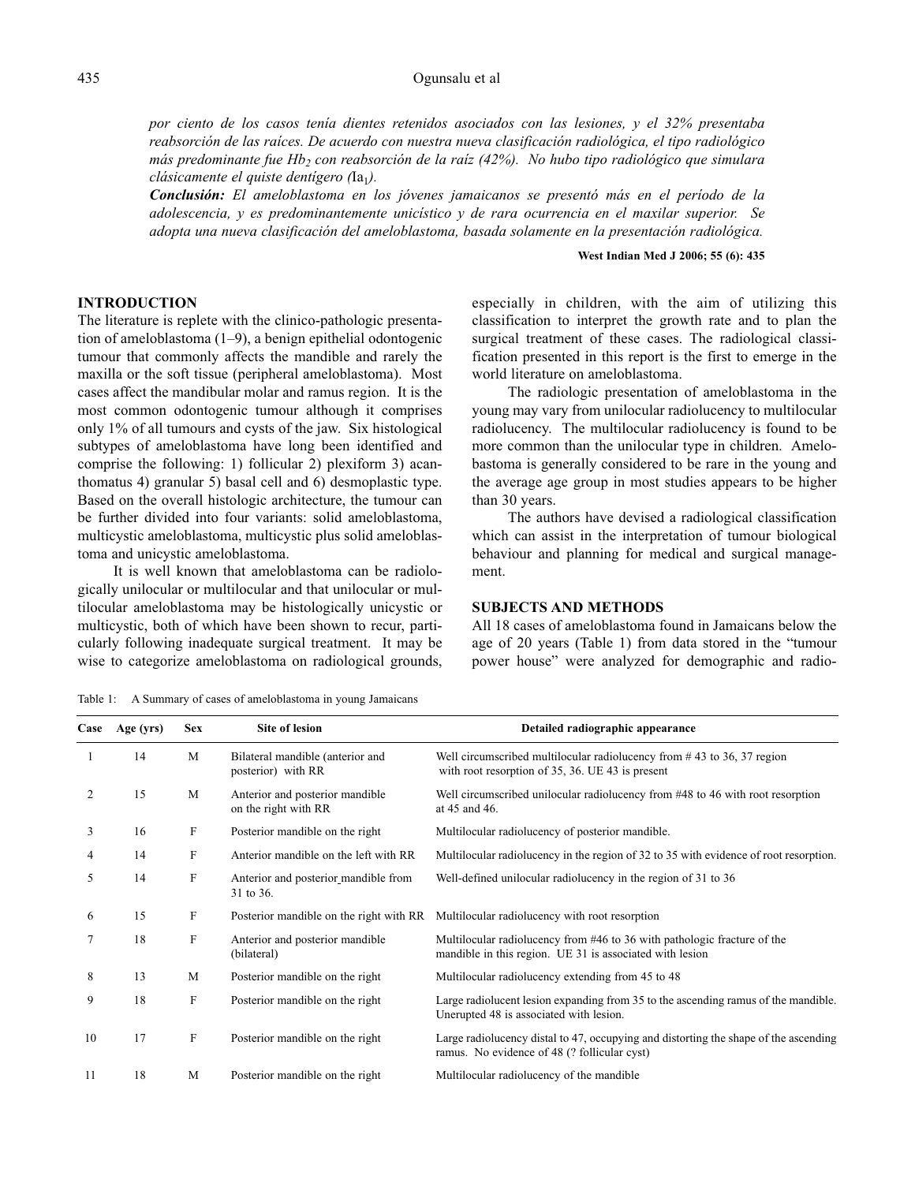*por ciento de los casos tenía dientes retenidos asociados con las lesiones, y el 32% presentaba reabsorción de las raíces. De acuerdo con nuestra nueva clasificación radiológica, el tipo radiológico más predominante fue $Hb_2$ con reabsorción de la raíz (42%). No hubo tipo radiológico que simulara clásicamente el quiste dentígero (*$Ia_1$*).*

***Conclusión:*** *El ameloblastoma en los jóvenes jamaicanos se presentó más en el período de la adolescencia, y es predominantemente unicístico y de rara ocurrencia en el maxilar superior. Se adopta una nueva clasificación del ameloblastoma, basada solamente en la presentación radiológica.*

**West Indian Med J 2006; 55 (6): 435**

## INTRODUCTION

The literature is replete with the clinico-pathologic presentation of ameloblastoma (1–9), a benign epithelial odontogenic tumour that commonly affects the mandible and rarely the maxilla or the soft tissue (peripheral ameloblastoma). Most cases affect the mandibular molar and ramus region. It is the most common odontogenic tumour although it comprises only 1% of all tumours and cysts of the jaw. Six histological subtypes of ameloblastoma have long been identified and comprise the following: 1) follicular 2) plexiform 3) acanthomatus 4) granular 5) basal cell and 6) desmoplastic type. Based on the overall histologic architecture, the tumour can be further divided into four variants: solid ameloblastoma, multicystic ameloblastoma, multicystic plus solid ameloblastoma and unicystic ameloblastoma.

It is well known that ameloblastoma can be radiologically unilocular or multilocular and that unilocular or multilocular ameloblastoma may be histologically unicystic or multicystic, both of which have been shown to recur, particularly following inadequate surgical treatment. It may be wise to categorize ameloblastoma on radiological grounds, especially in children, with the aim of utilizing this classification to interpret the growth rate and to plan the surgical treatment of these cases. The radiological classification presented in this report is the first to emerge in the world literature on ameloblastoma.

The radiologic presentation of ameloblastoma in the young may vary from unilocular radiolucency to multilocular radiolucency. The multilocular radiolucency is found to be more common than the unilocular type in children. Amelobastoma is generally considered to be rare in the young and the average age group in most studies appears to be higher than 30 years.

The authors have devised a radiological classification which can assist in the interpretation of tumour biological behaviour and planning for medical and surgical management.

## SUBJECTS AND METHODS

All 18 cases of ameloblastoma found in Jamaicans below the age of 20 years (Table 1) from data stored in the "tumour power house" were analyzed for demographic and radio-

Table 1: A Summary of cases of ameloblastoma in young Jamaicans

| Case | Age (yrs) | Sex | Site of lesion | Detailed radiographic appearance |
|---|---|---|---|---|
| 1 | 14 | M | Bilateral mandible (anterior and posterior) with RR | Well circumscribed multilocular radiolucency from # 43 to 36, 37 region with root resorption of 35, 36. UE 43 is present |
| 2 | 15 | M | Anterior and posterior mandible on the right with RR | Well circumscribed unilocular radiolucency from #48 to 46 with root resorption at 45 and 46. |
| 3 | 16 | F | Posterior mandible on the right | Multilocular radiolucency of posterior mandible. |
| 4 | 14 | F | Anterior mandible on the left with RR | Multilocular radiolucency in the region of 32 to 35 with evidence of root resorption. |
| 5 | 14 | F | Anterior and posterior mandible from 31 to 36. | Well-defined unilocular radiolucency in the region of 31 to 36 |
| 6 | 15 | F | Posterior mandible on the right with RR | Multilocular radiolucency with root resorption |
| 7 | 18 | F | Anterior and posterior mandible (bilateral) | Multilocular radiolucency from #46 to 36 with pathologic fracture of the mandible in this region. UE 31 is associated with lesion |
| 8 | 13 | M | Posterior mandible on the right | Multilocular radiolucency extending from 45 to 48 |
| 9 | 18 | F | Posterior mandible on the right | Large radiolucent lesion expanding from 35 to the ascending ramus of the mandible. Unerupted 48 is associated with lesion. |
| 10 | 17 | F | Posterior mandible on the right | Large radiolucency distal to 47, occupying and distorting the shape of the ascending ramus. No evidence of 48 (? follicular cyst) |
| 11 | 18 | M | Posterior mandible on the right | Multilocular radiolucency of the mandible |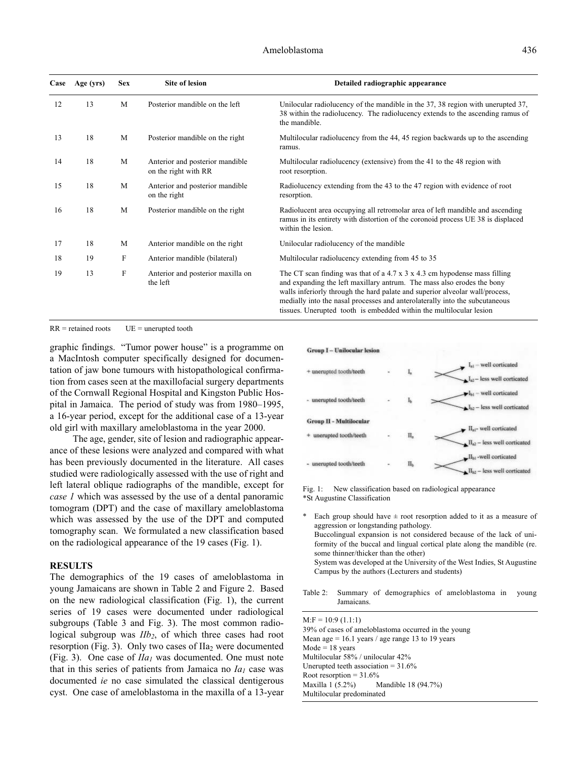| Case | Age (yrs) | Sex | Site of lesion | Detailed radiographic appearance |
|---|---|---|---|---|
| 12 | 13 | M | Posterior mandible on the left | Unilocular radiolucency of the mandible in the 37, 38 region with unerupted 37, 38 within the radiolucency. The radiolucency extends to the ascending ramus of the mandible. |
| 13 | 18 | M | Posterior mandible on the right | Multilocular radiolucency from the 44, 45 region backwards up to the ascending ramus. |
| 14 | 18 | M | Anterior and posterior mandible on the right with RR | Multilocular radiolucency (extensive) from the 41 to the 48 region with root resorption. |
| 15 | 18 | M | Anterior and posterior mandible on the right | Radiolucency extending from the 43 to the 47 region with evidence of root resorption. |
| 16 | 18 | M | Posterior mandible on the right | Radiolucent area occupying all retromolar area of left mandible and ascending ramus in its entirety with distortion of the coronoid process UE 38 is displaced within the lesion. |
| 17 | 18 | M | Anterior mandible on the right | Unilocular radiolucency of the mandible |
| 18 | 19 | F | Anterior mandible (bilateral) | Multilocular radiolucency extending from 45 to 35 |
| 19 | 13 | F | Anterior and posterior maxilla on the left | The CT scan finding was that of a 4.7 x 3 x 4.3 cm hypodense mass filling and expanding the left maxillary antrum. The mass also erodes the bony walls inferiorly through the hard palate and superior alveolar wall/process, medially into the nasal processes and anterolaterally into the subcutaneous tissues. Unerupted tooth is embedded within the multilocular lesion |

RR = retained roots     UE = unerupted tooth

graphic findings. "Tumor power house" is a programme on a MacIntosh computer specifically designed for documentation of jaw bone tumours with histopathological confirmation from cases seen at the maxillofacial surgery departments of the Cornwall Regional Hospital and Kingston Public Hospital in Jamaica. The period of study was from 1980–1995, a 16-year period, except for the additional case of a 13-year old girl with maxillary ameloblastoma in the year 2000.

The age, gender, site of lesion and radiographic appearance of these lesions were analyzed and compared with what has been previously documented in the literature. All cases studied were radiologically assessed with the use of right and left lateral oblique radiographs of the mandible, except for *case 1* which was assessed by the use of a dental panoramic tomogram (DPT) and the case of maxillary ameloblastoma which was assessed by the use of the DPT and computed tomography scan. We formulated a new classification based on the radiological appearance of the 19 cases (Fig. 1).

## RESULTS

The demographics of the 19 cases of ameloblastoma in young Jamaicans are shown in Table 2 and Figure 2. Based on the new radiological classification (Fig. 1), the current series of 19 cases were documented under radiological subgroups (Table 3 and Fig. 3). The most common radiological subgroup was *IIb*$_2$, of which three cases had root resorption (Fig. 3). Only two cases of IIa$_2$ were documented (Fig. 3). One case of *IIa*$_1$ was documented. One must note that in this series of patients from Jamaica no *Ia*$_1$ case was documented *ie* no case simulated the classical dentigerous cyst. One case of ameloblastoma in the maxilla of a 13-year

**Group I – Unilocular lesion**

+ unerupted tooth/teeth - I$_a$ → I$_{a1}$ – well corticated; I$_{a2}$ – less well corticated

- unerupted tooth/teeth - I$_b$ → I$_{b1}$ – well corticated; I$_{b2}$ – less well corticated

**Group II - Multilocular**

+ unerupted tooth/teeth - II$_a$ → II$_{a1}$ - well corticated; II$_{a2}$ – less well corticated

- unerupted tooth/teeth - II$_b$ → II$_{b1}$ - well corticated; II$_{b2}$ – less well corticated

Fig. 1: New classification based on radiological appearance
*St Augustine Classification

\* Each group should have ± root resorption added to it as a measure of aggression or longstanding pathology.
Buccolingual expansion is not considered because of the lack of uniformity of the buccal and lingual cortical plate along the mandible (re. some thinner/thicker than the other)
System was developed at the University of the West Indies, St Augustine Campus by the authors (Lecturers and students)

Table 2: Summary of demographics of ameloblastoma in young Jamaicans.

M:F = 10:9 (1.1:1)
39% of cases of ameloblastoma occurred in the young
Mean age = 16.1 years / age range 13 to 19 years
Mode = 18 years
Multilocular 58% / unilocular 42%
Unerupted teeth association = 31.6%
Root resorption = 31.6%
Maxilla 1 (5.2%)     Mandible 18 (94.7%)
Multilocular predominated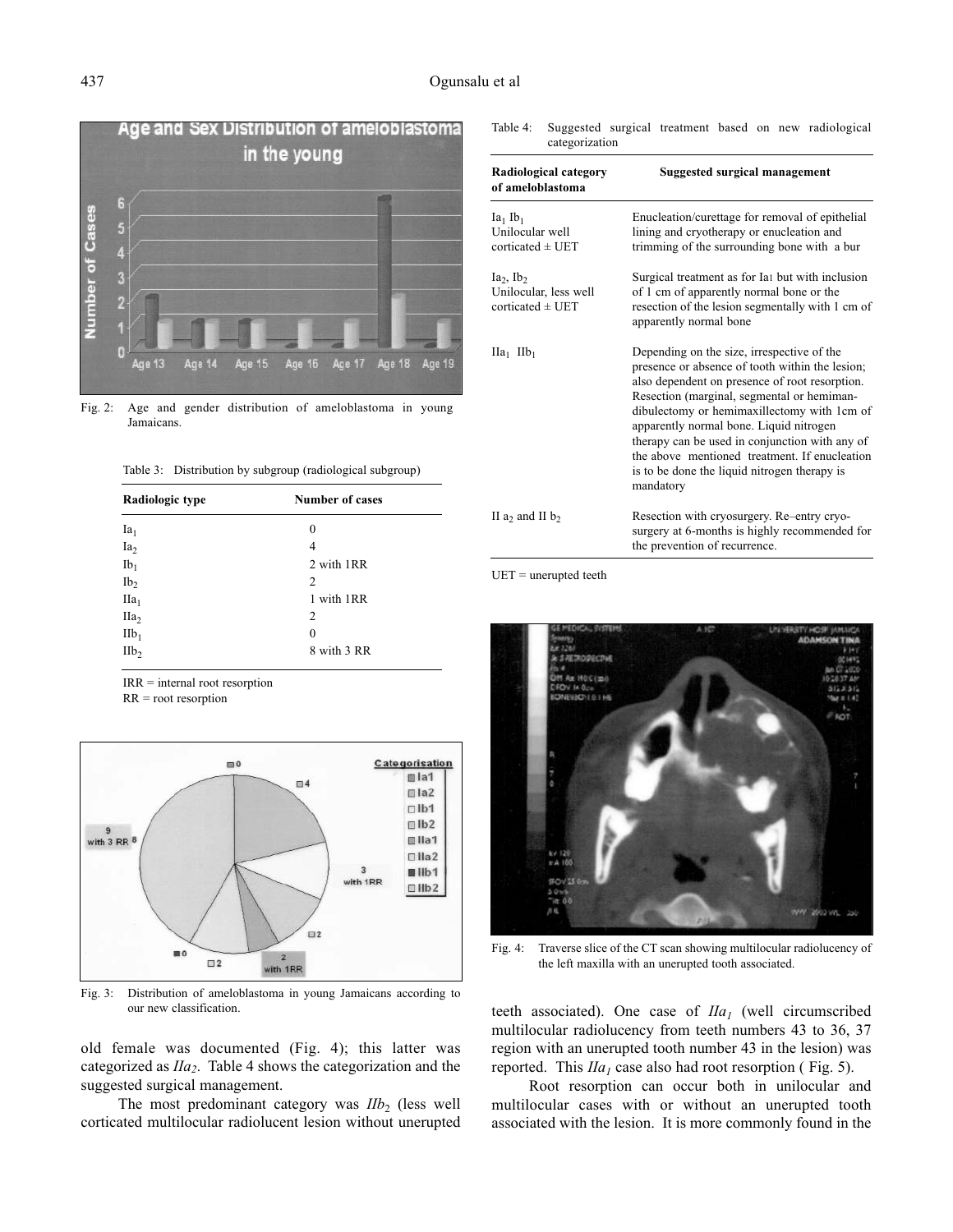Fig. 2: Age and gender distribution of ameloblastoma in young Jamaicans.

Table 3: Distribution by subgroup (radiological subgroup)

| Radiologic type | Number of cases |
|---|---|
| $Ia_1$ | 0 |
| $Ia_2$ | 4 |
| $Ib_1$ | 2 with 1RR |
| $Ib_2$ | 2 |
| $IIa_1$ | 1 with 1RR |
| $IIa_2$ | 2 |
| $IIb_1$ | 0 |
| $IIb_2$ | 8 with 3 RR |

IRR = internal root resorption
RR = root resorption

Fig. 3: Distribution of ameloblastoma in young Jamaicans according to our new classification.

old female was documented (Fig. 4); this latter was categorized as $IIa_2$. Table 4 shows the categorization and the suggested surgical management.

The most predominant category was $IIb_2$ (less well corticated multilocular radiolucent lesion without unerupted teeth associated). One case of $IIa_1$ (well circumscribed multilocular radiolucency from teeth numbers 43 to 36, 37 region with an unerupted tooth number 43 in the lesion) was reported. This $IIa_1$ case also had root resorption ( Fig. 5).

Root resorption can occur both in unilocular and multilocular cases with or without an unerupted tooth associated with the lesion. It is more commonly found in the

Table 4: Suggested surgical treatment based on new radiological categorization

| Radiological category of ameloblastoma | Suggested surgical management |
|---|---|
| $Ia_1$ $Ib_1$ Unilocular well corticated ± UET | Enucleation/curettage for removal of epithelial lining and cryotherapy or enucleation and trimming of the surrounding bone with a bur |
| $Ia_2$, $Ib_2$ Unilocular, less well corticated ± UET | Surgical treatment as for Ia1 but with inclusion of 1 cm of apparently normal bone or the resection of the lesion segmentally with 1 cm of apparently normal bone |
| $IIa_1$ $IIb_1$ | Depending on the size, irrespective of the presence or absence of tooth within the lesion; also dependent on presence of root resorption. Resection (marginal, segmental or hemimandibulectomy or hemimaxillectomy with 1cm of apparently normal bone. Liquid nitrogen therapy can be used in conjunction with any of the above mentioned treatment. If enucleation is to be done the liquid nitrogen therapy is mandatory |
| II $a_2$ and II $b_2$ | Resection with cryosurgery. Re–entry cryosurgery at 6-months is highly recommended for the prevention of recurrence. |

UET = unerupted teeth

Fig. 4: Traverse slice of the CT scan showing multilocular radiolucency of the left maxilla with an unerupted tooth associated.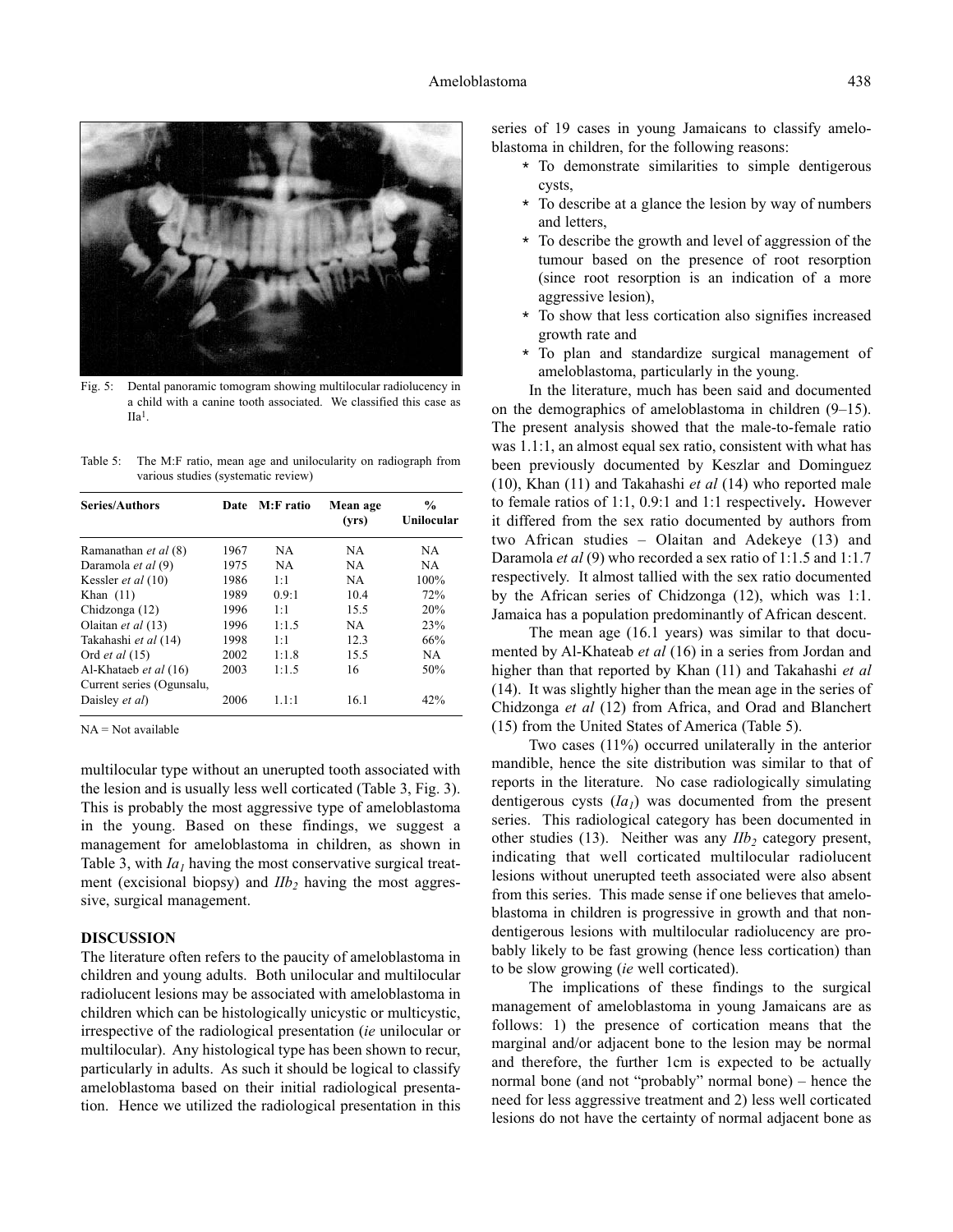Fig. 5: Dental panoramic tomogram showing multilocular radiolucency in a child with a canine tooth associated. We classified this case as $IIa^1$.

Table 5: The M:F ratio, mean age and unilocularity on radiograph from various studies (systematic review)

| Series/Authors | Date | M:F ratio | Mean age (yrs) | % Unilocular |
|---|---|---|---|---|
| Ramanathan *et al* (8) | 1967 | NA | NA | NA |
| Daramola *et al* (9) | 1975 | NA | NA | NA |
| Kessler *et al* (10) | 1986 | 1:1 | NA | 100% |
| Khan (11) | 1989 | 0.9:1 | 10.4 | 72% |
| Chidzonga (12) | 1996 | 1:1 | 15.5 | 20% |
| Olaitan *et al* (13) | 1996 | 1:1.5 | NA | 23% |
| Takahashi *et al* (14) | 1998 | 1:1 | 12.3 | 66% |
| Ord *et al* (15) | 2002 | 1:1.8 | 15.5 | NA |
| Al-Khataeb *et al* (16) | 2003 | 1:1.5 | 16 | 50% |
| Current series (Ogunsalu, Daisley *et al*) | 2006 | 1.1:1 | 16.1 | 42% |

NA = Not available

multilocular type without an unerupted tooth associated with the lesion and is usually less well corticated (Table 3, Fig. 3). This is probably the most aggressive type of ameloblastoma in the young. Based on these findings, we suggest a management for ameloblastoma in children, as shown in Table 3, with $Ia_1$ having the most conservative surgical treatment (excisional biopsy) and $IIb_2$ having the most aggressive, surgical management.

## DISCUSSION

The literature often refers to the paucity of ameloblastoma in children and young adults. Both unilocular and multilocular radiolucent lesions may be associated with ameloblastoma in children which can be histologically unicystic or multicystic, irrespective of the radiological presentation (*ie* unilocular or multilocular). Any histological type has been shown to recur, particularly in adults. As such it should be logical to classify ameloblastoma based on their initial radiological presentation. Hence we utilized the radiological presentation in this series of 19 cases in young Jamaicans to classify ameloblastoma in children, for the following reasons:

* To demonstrate similarities to simple dentigerous cysts,
* To describe at a glance the lesion by way of numbers and letters,
* To describe the growth and level of aggression of the tumour based on the presence of root resorption (since root resorption is an indication of a more aggressive lesion),
* To show that less cortication also signifies increased growth rate and
* To plan and standardize surgical management of ameloblastoma, particularly in the young.

In the literature, much has been said and documented on the demographics of ameloblastoma in children (9–15). The present analysis showed that the male-to-female ratio was 1.1:1, an almost equal sex ratio, consistent with what has been previously documented by Keszlar and Dominguez (10), Khan (11) and Takahashi *et al* (14) who reported male to female ratios of 1:1, 0.9:1 and 1:1 respectively**.** However it differed from the sex ratio documented by authors from two African studies – Olaitan and Adekeye (13) and Daramola *et al* (9) who recorded a sex ratio of 1:1.5 and 1:1.7 respectively. It almost tallied with the sex ratio documented by the African series of Chidzonga (12), which was 1:1. Jamaica has a population predominantly of African descent.

The mean age (16.1 years) was similar to that documented by Al-Khateab *et al* (16) in a series from Jordan and higher than that reported by Khan (11) and Takahashi *et al* (14). It was slightly higher than the mean age in the series of Chidzonga *et al* (12) from Africa, and Orad and Blanchert (15) from the United States of America (Table 5).

Two cases (11%) occurred unilaterally in the anterior mandible, hence the site distribution was similar to that of reports in the literature. No case radiologically simulating dentigerous cysts ($Ia_1$) was documented from the present series. This radiological category has been documented in other studies (13). Neither was any $IIb_2$ category present, indicating that well corticated multilocular radiolucent lesions without unerupted teeth associated were also absent from this series. This made sense if one believes that ameloblastoma in children is progressive in growth and that non-dentigerous lesions with multilocular radiolucency are probably likely to be fast growing (hence less cortication) than to be slow growing (*ie* well corticated).

The implications of these findings to the surgical management of ameloblastoma in young Jamaicans are as follows: 1) the presence of cortication means that the marginal and/or adjacent bone to the lesion may be normal and therefore, the further 1cm is expected to be actually normal bone (and not "probably" normal bone) – hence the need for less aggressive treatment and 2) less well corticated lesions do not have the certainty of normal adjacent bone as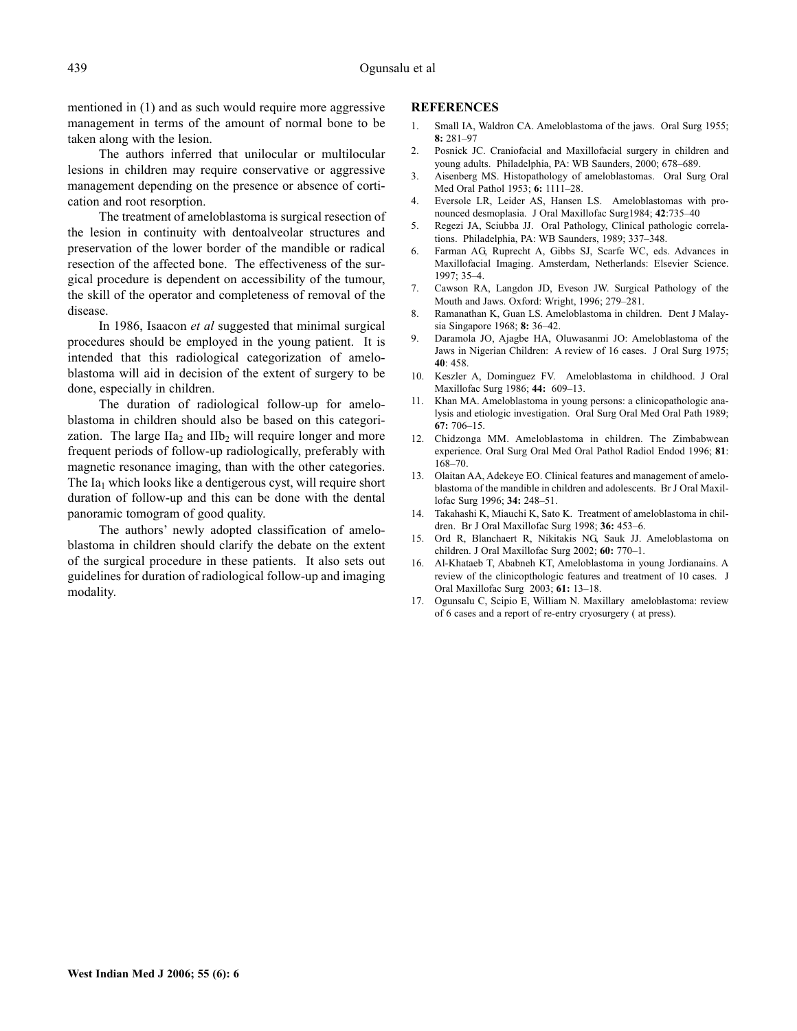mentioned in (1) and as such would require more aggressive management in terms of the amount of normal bone to be taken along with the lesion.

The authors inferred that unilocular or multilocular lesions in children may require conservative or aggressive management depending on the presence or absence of cortication and root resorption.

The treatment of ameloblastoma is surgical resection of the lesion in continuity with dentoalveolar structures and preservation of the lower border of the mandible or radical resection of the affected bone. The effectiveness of the surgical procedure is dependent on accessibility of the tumour, the skill of the operator and completeness of removal of the disease.

In 1986, Isaacon *et al* suggested that minimal surgical procedures should be employed in the young patient. It is intended that this radiological categorization of ameloblastoma will aid in decision of the extent of surgery to be done, especially in children.

The duration of radiological follow-up for ameloblastoma in children should also be based on this categorization. The large $IIa_2$ and $IIb_2$ will require longer and more frequent periods of follow-up radiologically, preferably with magnetic resonance imaging, than with the other categories. The $Ia_1$ which looks like a dentigerous cyst, will require short duration of follow-up and this can be done with the dental panoramic tomogram of good quality.

The authors' newly adopted classification of ameloblastoma in children should clarify the debate on the extent of the surgical procedure in these patients. It also sets out guidelines for duration of radiological follow-up and imaging modality.

## REFERENCES

1. Small IA, Waldron CA. Ameloblastoma of the jaws. Oral Surg 1955; **8:** 281–97
2. Posnick JC. Craniofacial and Maxillofacial surgery in children and young adults. Philadelphia, PA: WB Saunders, 2000; 678–689.
3. Aisenberg MS. Histopathology of ameloblastomas. Oral Surg Oral Med Oral Pathol 1953; **6:** 1111–28.
4. Eversole LR, Leider AS, Hansen LS. Ameloblastomas with pronounced desmoplasia. J Oral Maxillofac Surg1984; **42**:735–40
5. Regezi JA, Sciubba JJ. Oral Pathology, Clinical pathologic correlations. Philadelphia, PA: WB Saunders, 1989; 337–348.
6. Farman AG, Ruprecht A, Gibbs SJ, Scarfe WC, eds. Advances in Maxillofacial Imaging. Amsterdam, Netherlands: Elsevier Science. 1997; 35–4.
7. Cawson RA, Langdon JD, Eveson JW. Surgical Pathology of the Mouth and Jaws. Oxford: Wright, 1996; 279–281.
8. Ramanathan K, Guan LS. Ameloblastoma in children. Dent J Malaysia Singapore 1968; **8:** 36–42.
9. Daramola JO, Ajagbe HA, Oluwasanmi JO: Ameloblastoma of the Jaws in Nigerian Children: A review of 16 cases. J Oral Surg 1975; **40**: 458.
10. Keszler A, Dominguez FV. Ameloblastoma in childhood. J Oral Maxillofac Surg 1986; **44:** 609–13.
11. Khan MA. Ameloblastoma in young persons: a clinicopathologic analysis and etiologic investigation. Oral Surg Oral Med Oral Path 1989; **67:** 706–15.
12. Chidzonga MM. Ameloblastoma in children. The Zimbabwean experience. Oral Surg Oral Med Oral Pathol Radiol Endod 1996; **81**: 168–70.
13. Olaitan AA, Adekeye EO. Clinical features and management of ameloblastoma of the mandible in children and adolescents. Br J Oral Maxillofac Surg 1996; **34:** 248–51.
14. Takahashi K, Miauchi K, Sato K. Treatment of ameloblastoma in children. Br J Oral Maxillofac Surg 1998; **36:** 453–6.
15. Ord R, Blanchaert R, Nikitakis NG, Sauk JJ. Ameloblastoma on children. J Oral Maxillofac Surg 2002; **60:** 770–1.
16. Al-Khataeb T, Ababneh KT, Ameloblastoma in young Jordianains. A review of the clinicopthologic features and treatment of 10 cases. J Oral Maxillofac Surg 2003; **61:** 13–18.
17. Ogunsalu C, Scipio E, William N. Maxillary ameloblastoma: review of 6 cases and a report of re-entry cryosurgery ( at press).